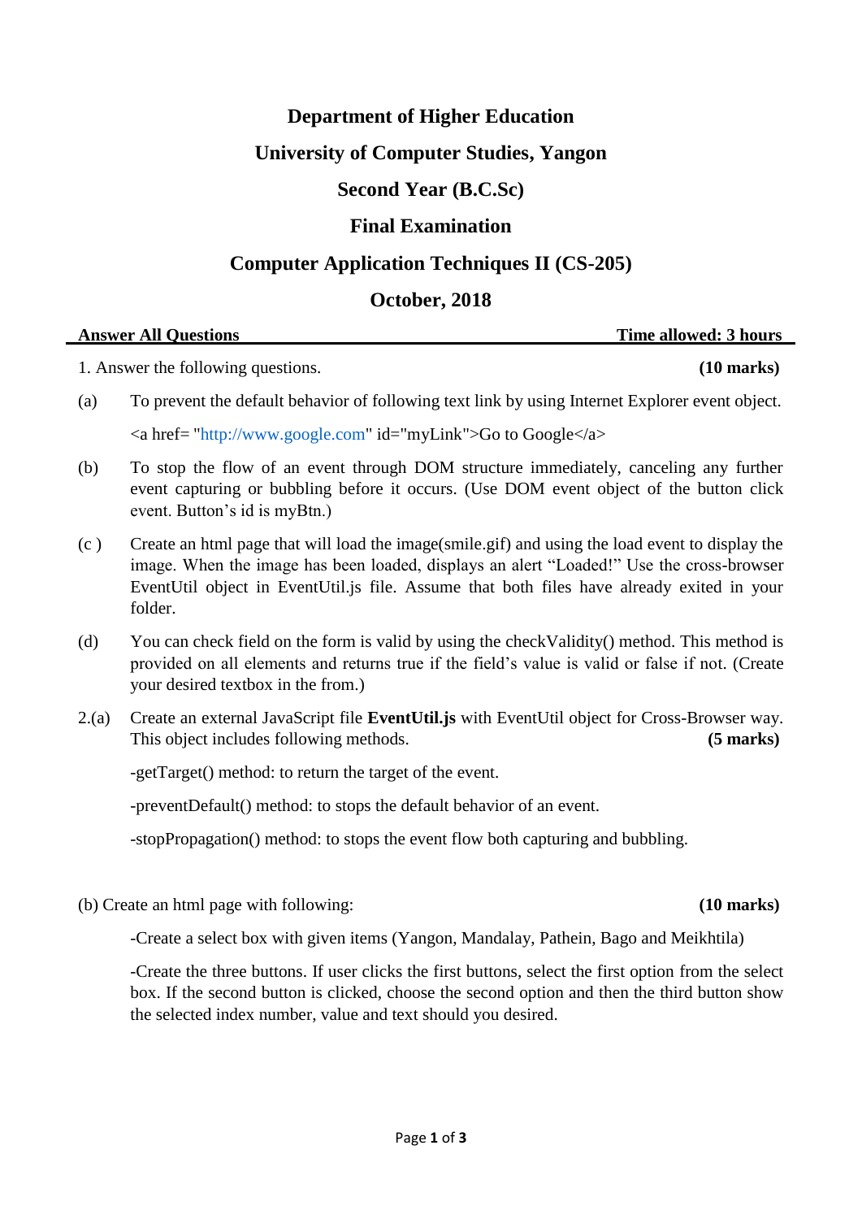# Department of Higher Education

## University of Computer Studies, Yangon

## Second Year (B.C.Sc)

## Final Examination

## Computer Application Techniques II (CS-205)

## October, 2018

**Answer All Questions** **Time allowed: 3 hours**

1. Answer the following questions. **(10 marks)**

(a) To prevent the default behavior of following text link by using Internet Explorer event object.

<a href= "http://www.google.com" id="myLink">Go to Google</a>

(b) To stop the flow of an event through DOM structure immediately, canceling any further event capturing or bubbling before it occurs. (Use DOM event object of the button click event. Button's id is myBtn.)

(c ) Create an html page that will load the image(smile.gif) and using the load event to display the image. When the image has been loaded, displays an alert "Loaded!" Use the cross-browser EventUtil object in EventUtil.js file. Assume that both files have already exited in your folder.

(d) You can check field on the form is valid by using the checkValidity() method. This method is provided on all elements and returns true if the field's value is valid or false if not. (Create your desired textbox in the from.)

2.(a) Create an external JavaScript file **EventUtil.js** with EventUtil object for Cross-Browser way. This object includes following methods. **(5 marks)**

-getTarget() method: to return the target of the event.

-preventDefault() method: to stops the default behavior of an event.

-stopPropagation() method: to stops the event flow both capturing and bubbling.

(b) Create an html page with following: **(10 marks)**

-Create a select box with given items (Yangon, Mandalay, Pathein, Bago and Meikhtila)

-Create the three buttons. If user clicks the first buttons, select the first option from the select box. If the second button is clicked, choose the second option and then the third button show the selected index number, value and text should you desired.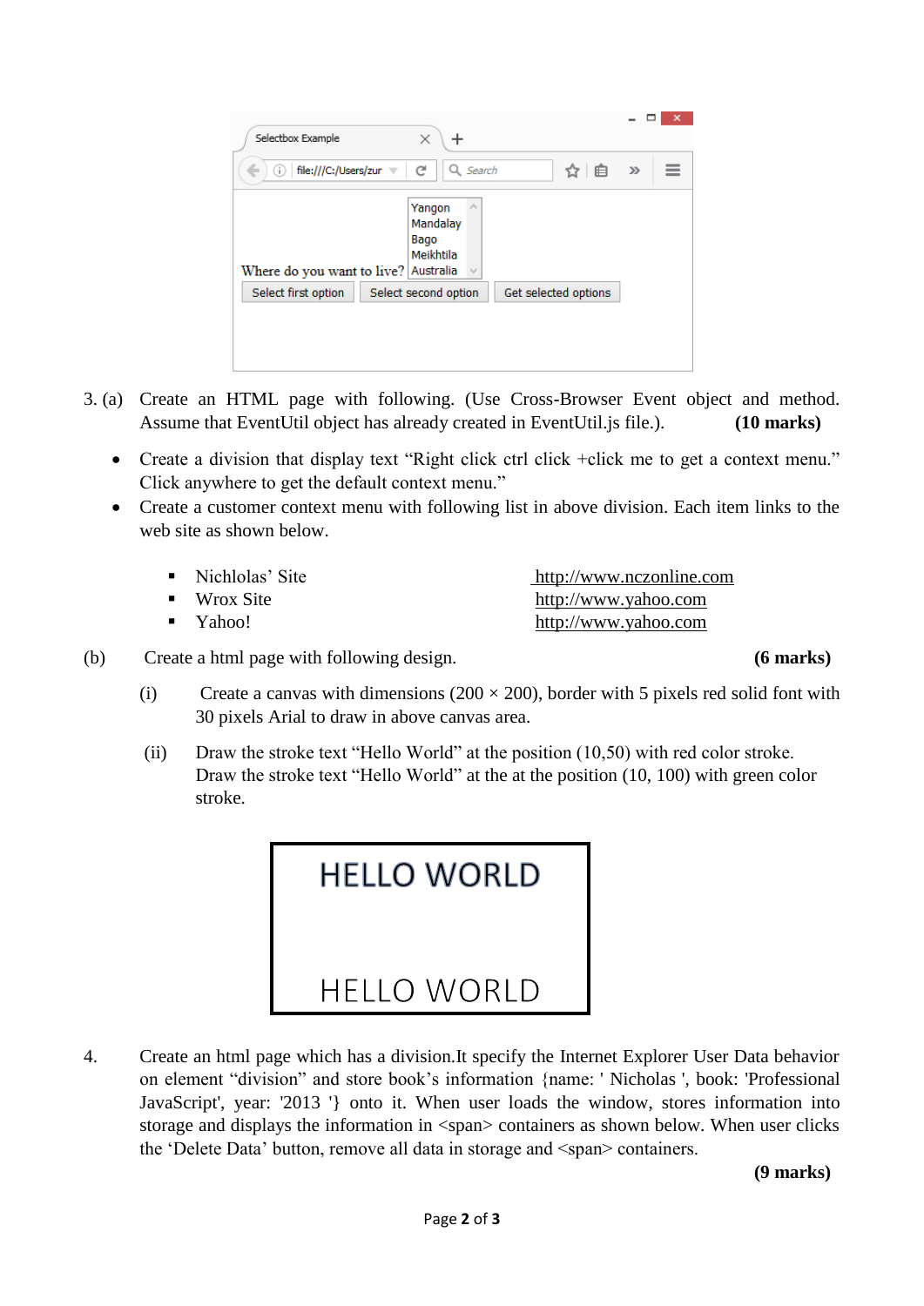3. (a) Create an HTML page with following. (Use Cross-Browser Event object and method. Assume that EventUtil object has already created in EventUtil.js file.). **(10 marks)**

- Create a division that display text "Right click ctrl click +click me to get a context menu." Click anywhere to get the default context menu."
- Create a customer context menu with following list in above division. Each item links to the web site as shown below.

  - Nichlolas' Site — http://www.nczonline.com
  - Wrox Site — http://www.yahoo.com
  - Yahoo! — http://www.yahoo.com

(b) Create a html page with following design. **(6 marks)**

(i) Create a canvas with dimensions ($200 \times 200$), border with 5 pixels red solid font with 30 pixels Arial to draw in above canvas area.

(ii) Draw the stroke text "Hello World" at the position (10,50) with red color stroke. Draw the stroke text "Hello World" at the at the position (10, 100) with green color stroke.

4. Create an html page which has a division.It specify the Internet Explorer User Data behavior on element "division" and store book's information {name: ' Nicholas ', book: 'Professional JavaScript', year: '2013 '} onto it. When user loads the window, stores information into storage and displays the information in <span> containers as shown below. When user clicks the 'Delete Data' button, remove all data in storage and <span> containers.

**(9 marks)**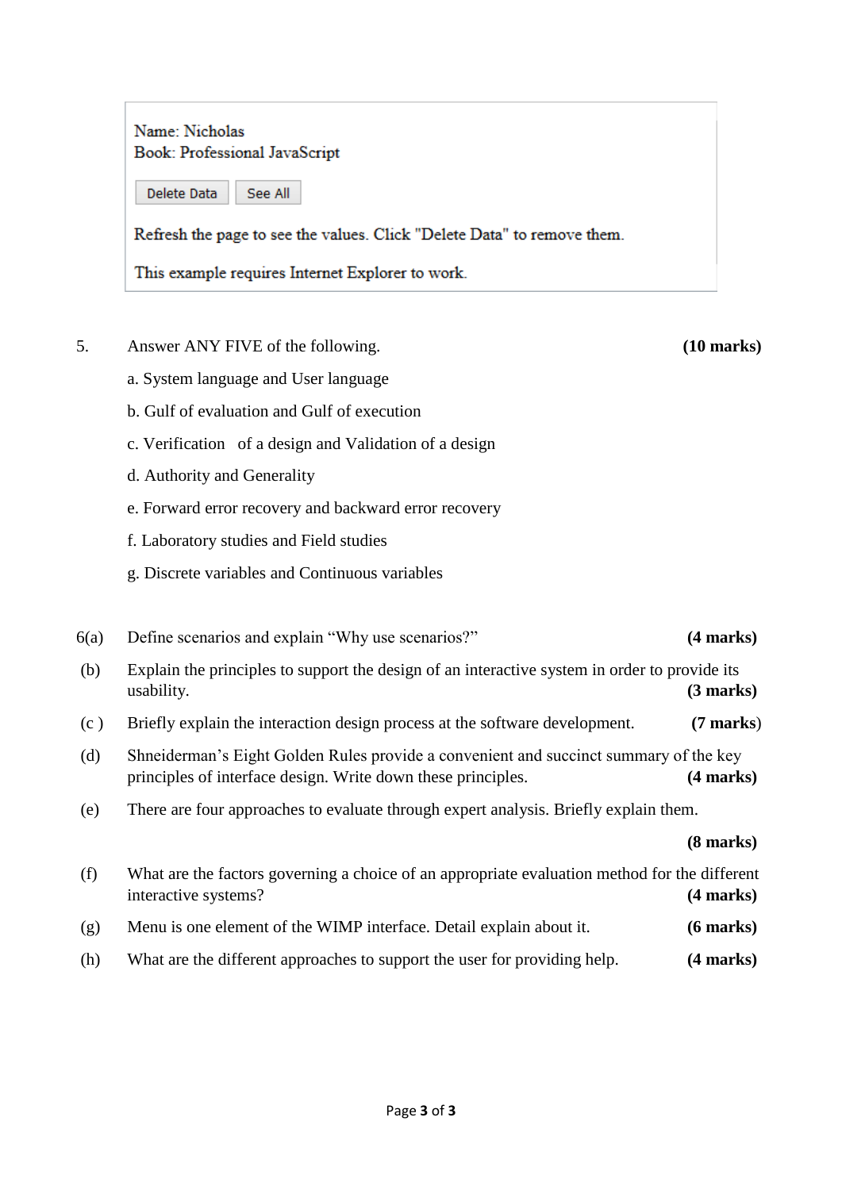Name: Nicholas
Book: Professional JavaScript

Delete Data | See All

Refresh the page to see the values. Click "Delete Data" to remove them.

This example requires Internet Explorer to work.

5. Answer ANY FIVE of the following. **(10 marks)**

a. System language and User language

b. Gulf of evaluation and Gulf of execution

c. Verification of a design and Validation of a design

d. Authority and Generality

e. Forward error recovery and backward error recovery

f. Laboratory studies and Field studies

g. Discrete variables and Continuous variables

6(a) Define scenarios and explain "Why use scenarios?" **(4 marks)**

(b) Explain the principles to support the design of an interactive system in order to provide its usability. **(3 marks)**

(c) Briefly explain the interaction design process at the software development. **(7 marks)**

(d) Shneiderman's Eight Golden Rules provide a convenient and succinct summary of the key principles of interface design. Write down these principles. **(4 marks)**

(e) There are four approaches to evaluate through expert analysis. Briefly explain them. **(8 marks)**

(f) What are the factors governing a choice of an appropriate evaluation method for the different interactive systems? **(4 marks)**

(g) Menu is one element of the WIMP interface. Detail explain about it. **(6 marks)**

(h) What are the different approaches to support the user for providing help. **(4 marks)**